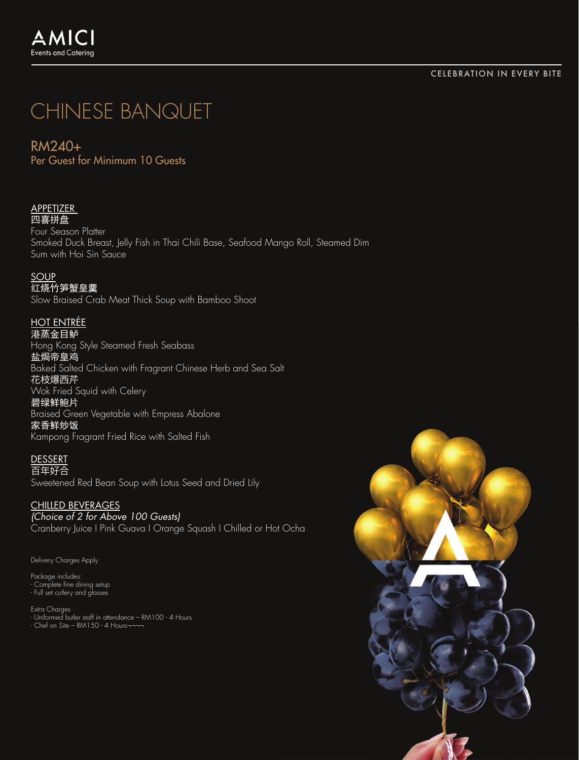AMICI
Events and Catering

CELEBRATION IN EVERY BITE

# CHINESE BANQUET

## RM240+
Per Guest for Minimum 10 Guests

### APPETIZER
**四喜拼盘**
Four Season Platter
Smoked Duck Breast, Jelly Fish in Thai Chili Base, Seafood Mango Roll, Steamed Dim Sum with Hoi Sin Sauce

### SOUP
**红烧竹笋蟹皇羹**
Slow Braised Crab Meat Thick Soup with Bamboo Shoot

### HOT ENTRÉE
**港蒸金目鲈**
Hong Kong Style Steamed Fresh Seabass
**盐焗帝皇鸡**
Baked Salted Chicken with Fragrant Chinese Herb and Sea Salt
**花枝爆西芹**
Wok Fried Squid with Celery
**碧绿鲜鲍片**
Braised Green Vegetable with Empress Abalone
**家香鲜炒饭**
Kampong Fragrant Fried Rice with Salted Fish

### DESSERT
**百年好合**
Sweetened Red Bean Soup with Lotus Seed and Dried Lily

### CHILLED BEVERAGES
*(Choice of 2 for Above 100 Guests)*
Cranberry Juice | Pink Guava | Orange Squash | Chilled or Hot Ocha

Delivery Charges Apply

Package includes:
- Complete fine dining setup
- Full set cutlery and glasses

Extra Charges
- Uniformed butler staff in attendance – RM100 - 4 Hours
- Chef on Site – RM150 - 4 Hours¬¬¬¬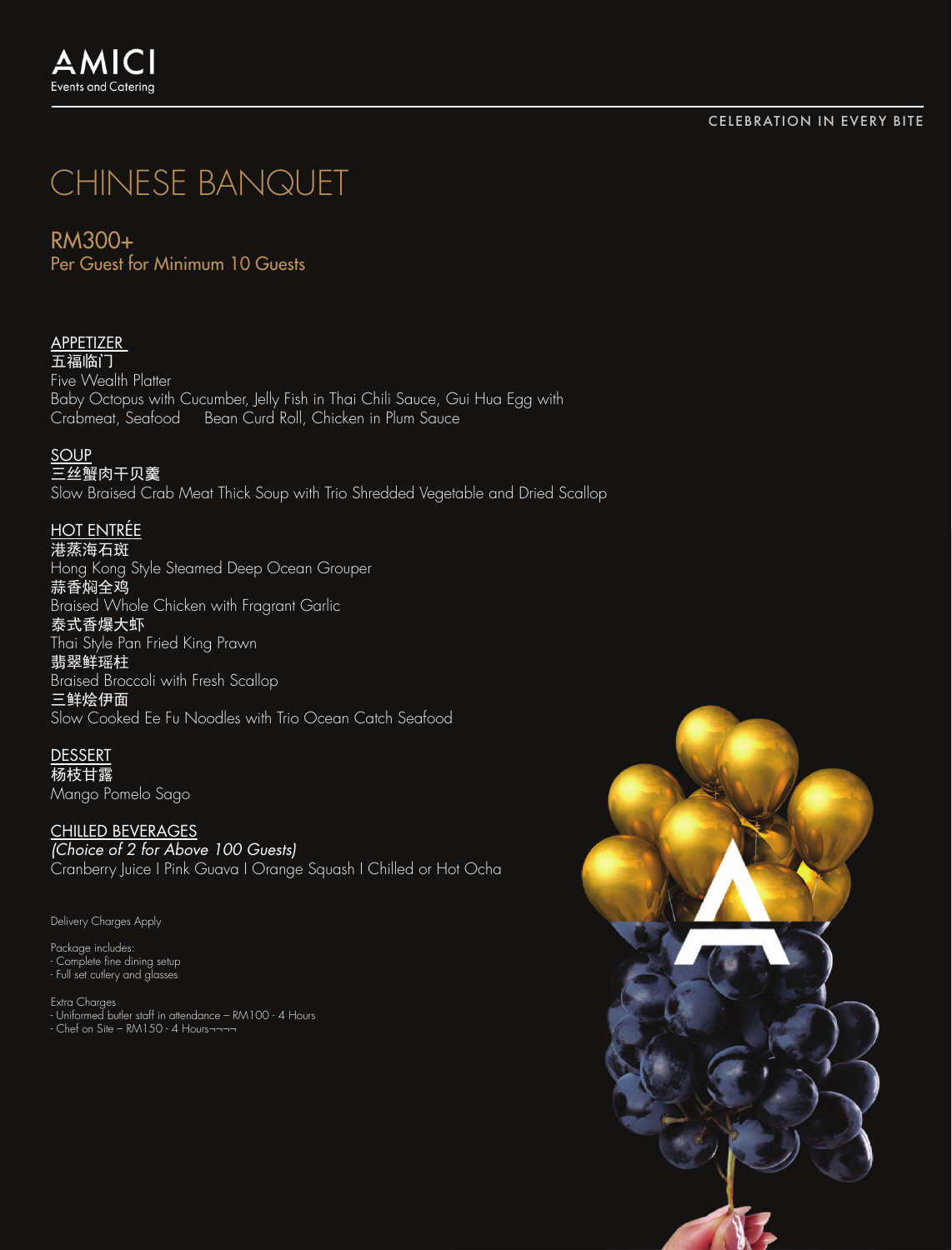AMICI
Events and Catering

CELEBRATION IN EVERY BITE

# CHINESE BANQUET

## RM300+
Per Guest for Minimum 10 Guests

### APPETIZER
五福临门
Five Wealth Platter
Baby Octopus with Cucumber, Jelly Fish in Thai Chili Sauce, Gui Hua Egg with Crabmeat, Seafood Bean Curd Roll, Chicken in Plum Sauce

### SOUP
三丝蟹肉干贝羹
Slow Braised Crab Meat Thick Soup with Trio Shredded Vegetable and Dried Scallop

### HOT ENTRÉE
港蒸海石斑
Hong Kong Style Steamed Deep Ocean Grouper
蒜香焖全鸡
Braised Whole Chicken with Fragrant Garlic
泰式香爆大虾
Thai Style Pan Fried King Prawn
翡翠鲜瑶柱
Braised Broccoli with Fresh Scallop
三鲜烩伊面
Slow Cooked Ee Fu Noodles with Trio Ocean Catch Seafood

### DESSERT
杨枝甘露
Mango Pomelo Sago

### CHILLED BEVERAGES
*(Choice of 2 for Above 100 Guests)*
Cranberry Juice I Pink Guava I Orange Squash I Chilled or Hot Ocha

Delivery Charges Apply

Package includes:
- Complete fine dining setup
- Full set cutlery and glasses

Extra Charges
- Uniformed butler staff in attendance – RM100 - 4 Hours
- Chef on Site – RM150 - 4 Hours¬¬¬¬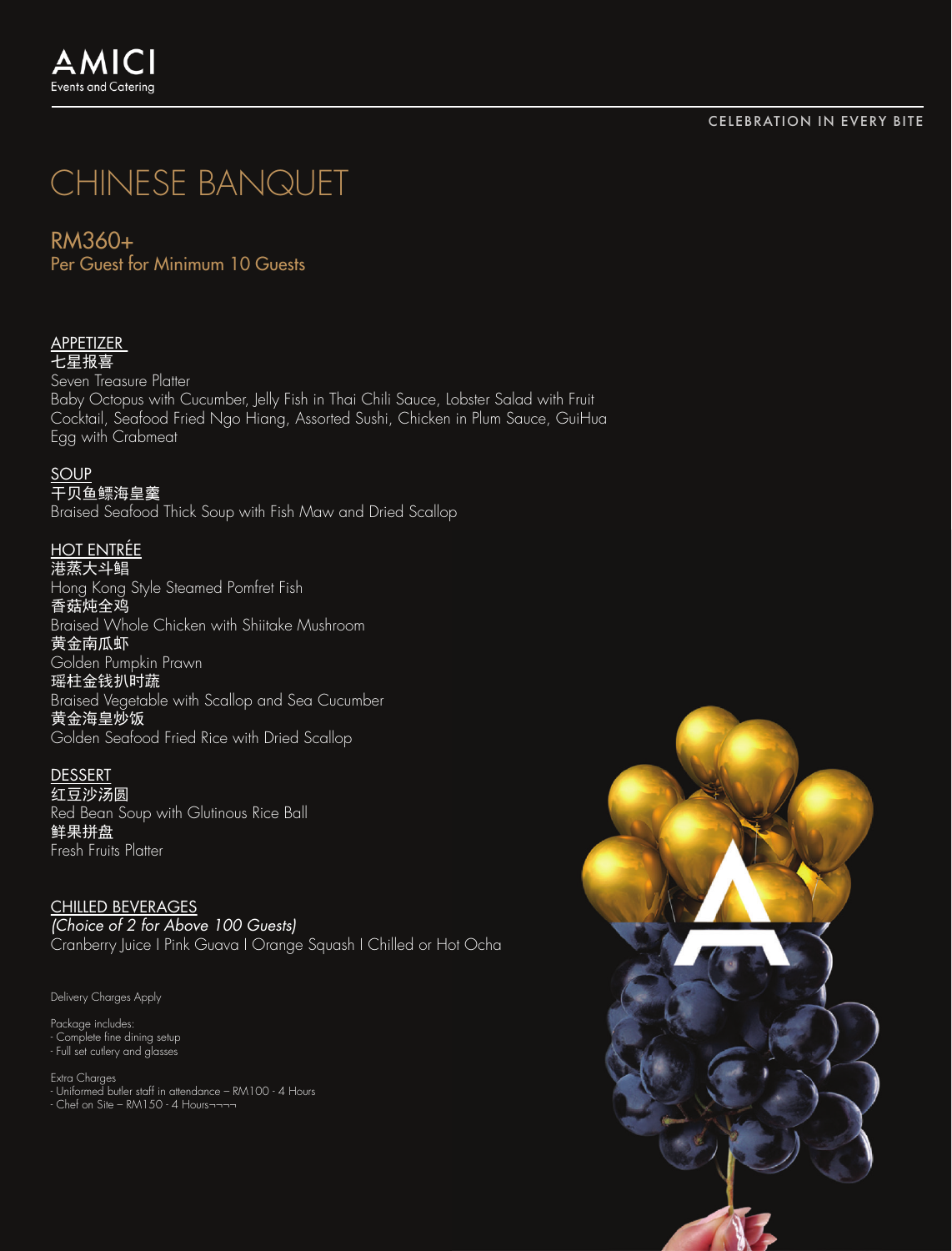AMICI
Events and Catering

CELEBRATION IN EVERY BITE

# CHINESE BANQUET

## RM360+
Per Guest for Minimum 10 Guests

### APPETIZER
**七星报喜**
Seven Treasure Platter
Baby Octopus with Cucumber, Jelly Fish in Thai Chili Sauce, Lobster Salad with Fruit Cocktail, Seafood Fried Ngo Hiang, Assorted Sushi, Chicken in Plum Sauce, GuiHua Egg with Crabmeat

### SOUP
**干贝鱼鳔海皇羹**
Braised Seafood Thick Soup with Fish Maw and Dried Scallop

### HOT ENTRÉE
**港蒸大斗鲳**
Hong Kong Style Steamed Pomfret Fish
**香菇炖全鸡**
Braised Whole Chicken with Shiitake Mushroom
**黄金南瓜虾**
Golden Pumpkin Prawn
**瑶柱金钱扒时蔬**
Braised Vegetable with Scallop and Sea Cucumber
**黄金海皇炒饭**
Golden Seafood Fried Rice with Dried Scallop

### DESSERT
**红豆沙汤圆**
Red Bean Soup with Glutinous Rice Ball
**鲜果拼盘**
Fresh Fruits Platter

### CHILLED BEVERAGES
*(Choice of 2 for Above 100 Guests)*
Cranberry Juice I Pink Guava I Orange Squash I Chilled or Hot Ocha

Delivery Charges Apply

Package includes:
- Complete fine dining setup
- Full set cutlery and glasses

Extra Charges
- Uniformed butler staff in attendance – RM100 - 4 Hours
- Chef on Site – RM150 - 4 Hours¬¬¬¬